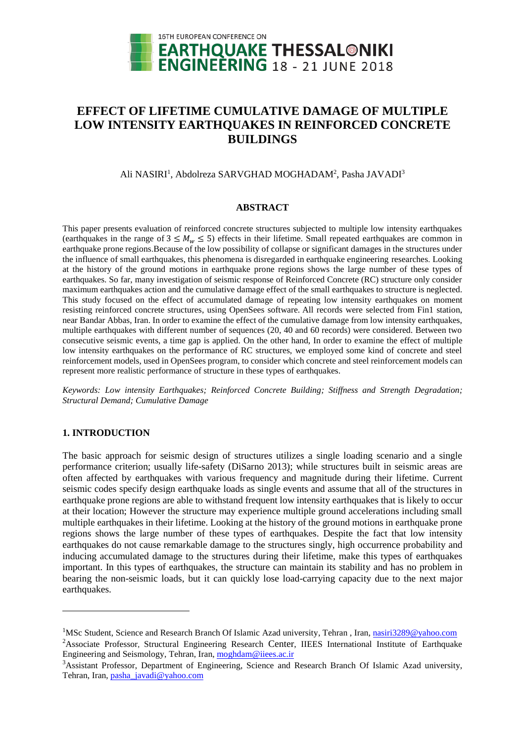# EFFECT OF LIFETIME CUMULATIVE DAMAGE OF MULTIPLE LOW INTENSITY EARTHQUAKES IN REINFORCED CONCRETE BUILDINGS

Ali NASIRI[1], Abdolreza SARVGHAD MOGHADAM[2], Pasha JAVADI[3]

## ABSTRACT

This paper presents evaluation of reinforced concrete structures subjected to multiple low intensity earthquakes (earthquakes in the range of $3 \leq M_w \leq 5$) effects in their lifetime. Small repeated earthquakes are common in earthquake prone regions.Because of the low possibility of collapse or significant damages in the structures under the influence of small earthquakes, this phenomena is disregarded in earthquake engineering researches. Looking at the history of the ground motions in earthquake prone regions shows the large number of these types of earthquakes. So far, many investigation of seismic response of Reinforced Concrete (RC) structure only consider maximum earthquakes action and the cumulative damage effect of the small earthquakes to structure is neglected. This study focused on the effect of accumulated damage of repeating low intensity earthquakes on moment resisting reinforced concrete structures, using OpenSees software. All records were selected from Fin1 station, near Bandar Abbas, Iran. In order to examine the effect of the cumulative damage from low intensity earthquakes, multiple earthquakes with different number of sequences (20, 40 and 60 records) were considered. Between two consecutive seismic events, a time gap is applied. On the other hand, In order to examine the effect of multiple low intensity earthquakes on the performance of RC structures, we employed some kind of concrete and steel reinforcement models, used in OpenSees program, to consider which concrete and steel reinforcement models can represent more realistic performance of structure in these types of earthquakes.

*Keywords: Low intensity Earthquakes; Reinforced Concrete Building; Stiffness and Strength Degradation; Structural Demand; Cumulative Damage*

## 1. INTRODUCTION

The basic approach for seismic design of structures utilizes a single loading scenario and a single performance criterion; usually life-safety (DiSarno 2013); while structures built in seismic areas are often affected by earthquakes with various frequency and magnitude during their lifetime. Current seismic codes specify design earthquake loads as single events and assume that all of the structures in earthquake prone regions are able to withstand frequent low intensity earthquakes that is likely to occur at their location; However the structure may experience multiple ground accelerations including small multiple earthquakes in their lifetime. Looking at the history of the ground motions in earthquake prone regions shows the large number of these types of earthquakes. Despite the fact that low intensity earthquakes do not cause remarkable damage to the structures singly, high occurrence probability and inducing accumulated damage to the structures during their lifetime, make this types of earthquakes important. In this types of earthquakes, the structure can maintain its stability and has no problem in bearing the non-seismic loads, but it can quickly lose load-carrying capacity due to the next major earthquakes.

---

[1]MSc Student, Science and Research Branch Of Islamic Azad university, Tehran , Iran, nasiri3289@yahoo.com

[2]Associate Professor, Structural Engineering Research Center, IIEES International Institute of Earthquake Engineering and Seismology, Tehran, Iran, moghdam@iiees.ac.ir

[3]Assistant Professor, Department of Engineering, Science and Research Branch Of Islamic Azad university, Tehran, Iran, pasha_javadi@yahoo.com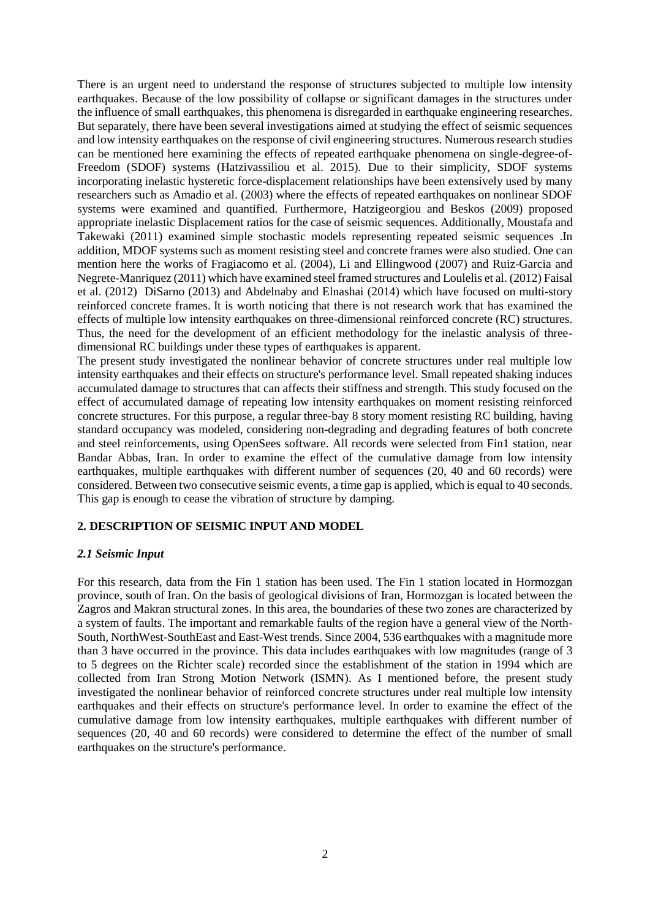There is an urgent need to understand the response of structures subjected to multiple low intensity earthquakes. Because of the low possibility of collapse or significant damages in the structures under the influence of small earthquakes, this phenomena is disregarded in earthquake engineering researches. But separately, there have been several investigations aimed at studying the effect of seismic sequences and low intensity earthquakes on the response of civil engineering structures. Numerous research studies can be mentioned here examining the effects of repeated earthquake phenomena on single-degree-of-Freedom (SDOF) systems (Hatzivassiliou et al. 2015). Due to their simplicity, SDOF systems incorporating inelastic hysteretic force-displacement relationships have been extensively used by many researchers such as Amadio et al. (2003) where the effects of repeated earthquakes on nonlinear SDOF systems were examined and quantified. Furthermore, Hatzigeorgiou and Beskos (2009) proposed appropriate inelastic Displacement ratios for the case of seismic sequences. Additionally, Moustafa and Takewaki (2011) examined simple stochastic models representing repeated seismic sequences .In addition, MDOF systems such as moment resisting steel and concrete frames were also studied. One can mention here the works of Fragiacomo et al. (2004), Li and Ellingwood (2007) and Ruiz-Garcia and Negrete-Manriquez (2011) which have examined steel framed structures and Loulelis et al. (2012) Faisal et al. (2012) DiSarno (2013) and Abdelnaby and Elnashai (2014) which have focused on multi-story reinforced concrete frames. It is worth noticing that there is not research work that has examined the effects of multiple low intensity earthquakes on three-dimensional reinforced concrete (RC) structures. Thus, the need for the development of an efficient methodology for the inelastic analysis of three-dimensional RC buildings under these types of earthquakes is apparent.

The present study investigated the nonlinear behavior of concrete structures under real multiple low intensity earthquakes and their effects on structure's performance level. Small repeated shaking induces accumulated damage to structures that can affects their stiffness and strength. This study focused on the effect of accumulated damage of repeating low intensity earthquakes on moment resisting reinforced concrete structures. For this purpose, a regular three-bay 8 story moment resisting RC building, having standard occupancy was modeled, considering non-degrading and degrading features of both concrete and steel reinforcements, using OpenSees software. All records were selected from Fin1 station, near Bandar Abbas, Iran. In order to examine the effect of the cumulative damage from low intensity earthquakes, multiple earthquakes with different number of sequences (20, 40 and 60 records) were considered. Between two consecutive seismic events, a time gap is applied, which is equal to 40 seconds. This gap is enough to cease the vibration of structure by damping.

## 2. DESCRIPTION OF SEISMIC INPUT AND MODEL

### *2.1 Seismic Input*

For this research, data from the Fin 1 station has been used. The Fin 1 station located in Hormozgan province, south of Iran. On the basis of geological divisions of Iran, Hormozgan is located between the Zagros and Makran structural zones. In this area, the boundaries of these two zones are characterized by a system of faults. The important and remarkable faults of the region have a general view of the North-South, NorthWest-SouthEast and East-West trends. Since 2004, 536 earthquakes with a magnitude more than 3 have occurred in the province. This data includes earthquakes with low magnitudes (range of 3 to 5 degrees on the Richter scale) recorded since the establishment of the station in 1994 which are collected from Iran Strong Motion Network (ISMN). As I mentioned before, the present study investigated the nonlinear behavior of reinforced concrete structures under real multiple low intensity earthquakes and their effects on structure's performance level. In order to examine the effect of the cumulative damage from low intensity earthquakes, multiple earthquakes with different number of sequences (20, 40 and 60 records) were considered to determine the effect of the number of small earthquakes on the structure's performance.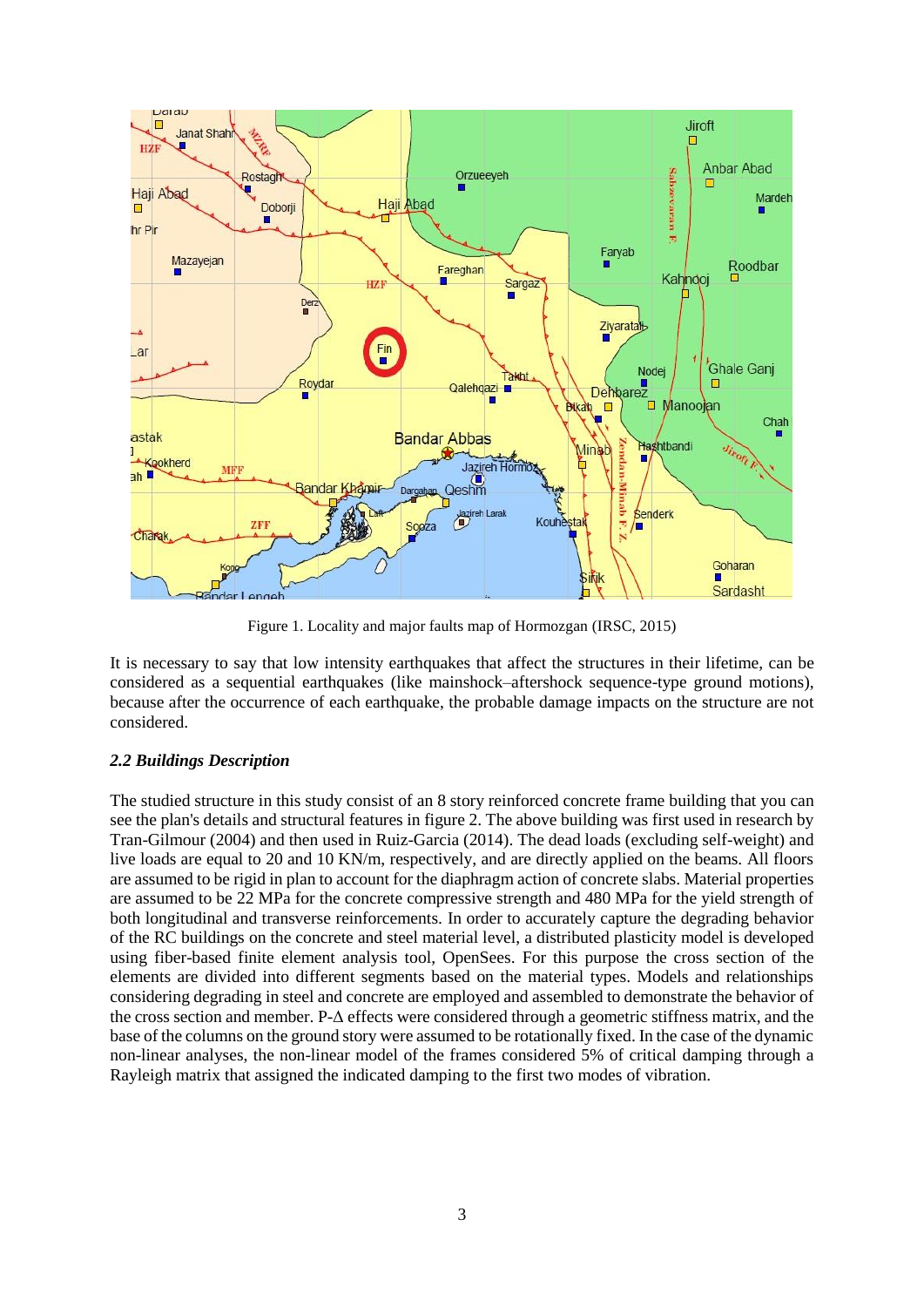Figure 1. Locality and major faults map of Hormozgan (IRSC, 2015)

It is necessary to say that low intensity earthquakes that affect the structures in their lifetime, can be considered as a sequential earthquakes (like mainshock–aftershock sequence-type ground motions), because after the occurrence of each earthquake, the probable damage impacts on the structure are not considered.

### *2.2 Buildings Description*

The studied structure in this study consist of an 8 story reinforced concrete frame building that you can see the plan's details and structural features in figure 2. The above building was first used in research by Tran-Gilmour (2004) and then used in Ruiz-Garcia (2014). The dead loads (excluding self-weight) and live loads are equal to 20 and 10 KN/m, respectively, and are directly applied on the beams. All floors are assumed to be rigid in plan to account for the diaphragm action of concrete slabs. Material properties are assumed to be 22 MPa for the concrete compressive strength and 480 MPa for the yield strength of both longitudinal and transverse reinforcements. In order to accurately capture the degrading behavior of the RC buildings on the concrete and steel material level, a distributed plasticity model is developed using fiber-based finite element analysis tool, OpenSees. For this purpose the cross section of the elements are divided into different segments based on the material types. Models and relationships considering degrading in steel and concrete are employed and assembled to demonstrate the behavior of the cross section and member. P-Δ effects were considered through a geometric stiffness matrix, and the base of the columns on the ground story were assumed to be rotationally fixed. In the case of the dynamic non-linear analyses, the non-linear model of the frames considered 5% of critical damping through a Rayleigh matrix that assigned the indicated damping to the first two modes of vibration.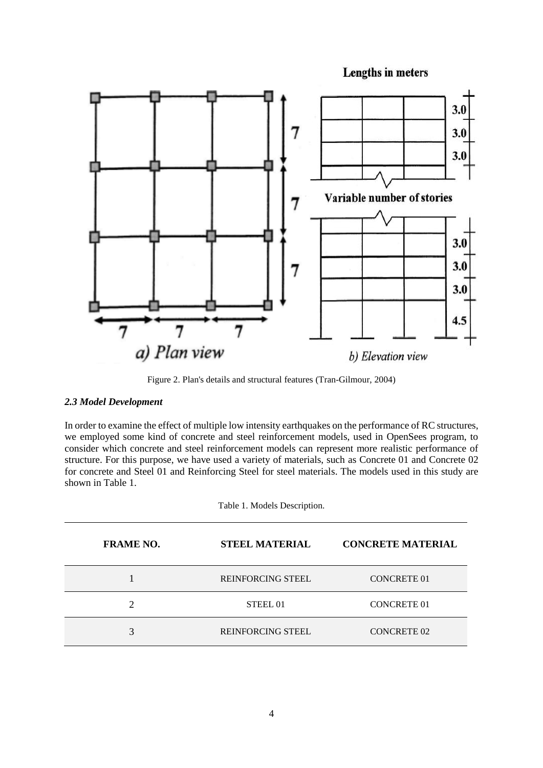Figure 2. Plan's details and structural features (Tran-Gilmour, 2004)

### *2.3 Model Development*

In order to examine the effect of multiple low intensity earthquakes on the performance of RC structures, we employed some kind of concrete and steel reinforcement models, used in OpenSees program, to consider which concrete and steel reinforcement models can represent more realistic performance of structure. For this purpose, we have used a variety of materials, such as Concrete 01 and Concrete 02 for concrete and Steel 01 and Reinforcing Steel for steel materials. The models used in this study are shown in Table 1.

Table 1. Models Description.

| FRAME NO. | STEEL MATERIAL | CONCRETE MATERIAL |
|---|---|---|
| 1 | REINFORCING STEEL | CONCRETE 01 |
| 2 | STEEL 01 | CONCRETE 01 |
| 3 | REINFORCING STEEL | CONCRETE 02 |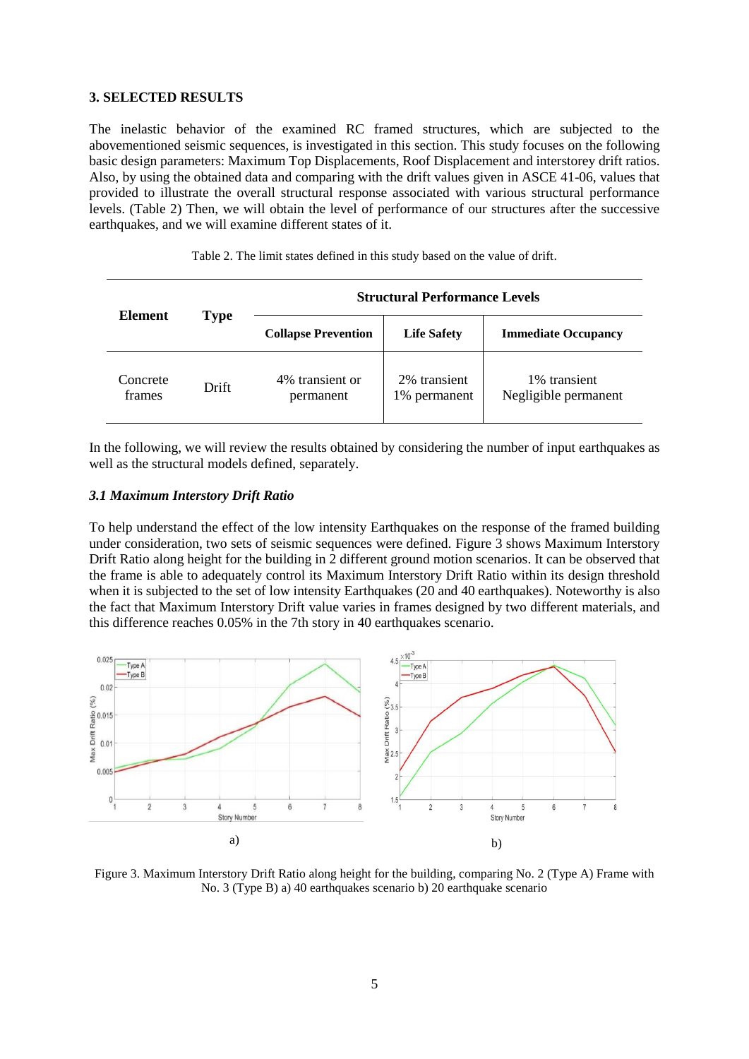### 3. SELECTED RESULTS

The inelastic behavior of the examined RC framed structures, which are subjected to the abovementioned seismic sequences, is investigated in this section. This study focuses on the following basic design parameters: Maximum Top Displacements, Roof Displacement and interstorey drift ratios. Also, by using the obtained data and comparing with the drift values given in ASCE 41-06, values that provided to illustrate the overall structural response associated with various structural performance levels. (Table 2) Then, we will obtain the level of performance of our structures after the successive earthquakes, and we will examine different states of it.

Table 2. The limit states defined in this study based on the value of drift.

| Element | Type | Structural Performance Levels | | |
|---|---|---|---|---|
| | | **Collapse Prevention** | **Life Safety** | **Immediate Occupancy** |
| Concrete frames | Drift | 4% transient or permanent | 2% transient 1% permanent | 1% transient Negligible permanent |

In the following, we will review the results obtained by considering the number of input earthquakes as well as the structural models defined, separately.

#### *3.1 Maximum Interstory Drift Ratio*

To help understand the effect of the low intensity Earthquakes on the response of the framed building under consideration, two sets of seismic sequences were defined. Figure 3 shows Maximum Interstory Drift Ratio along height for the building in 2 different ground motion scenarios. It can be observed that the frame is able to adequately control its Maximum Interstory Drift Ratio within its design threshold when it is subjected to the set of low intensity Earthquakes (20 and 40 earthquakes). Noteworthy is also the fact that Maximum Interstory Drift value varies in frames designed by two different materials, and this difference reaches 0.05% in the 7th story in 40 earthquakes scenario.

a) b)

Figure 3. Maximum Interstory Drift Ratio along height for the building, comparing No. 2 (Type A) Frame with No. 3 (Type B) a) 40 earthquakes scenario b) 20 earthquake scenario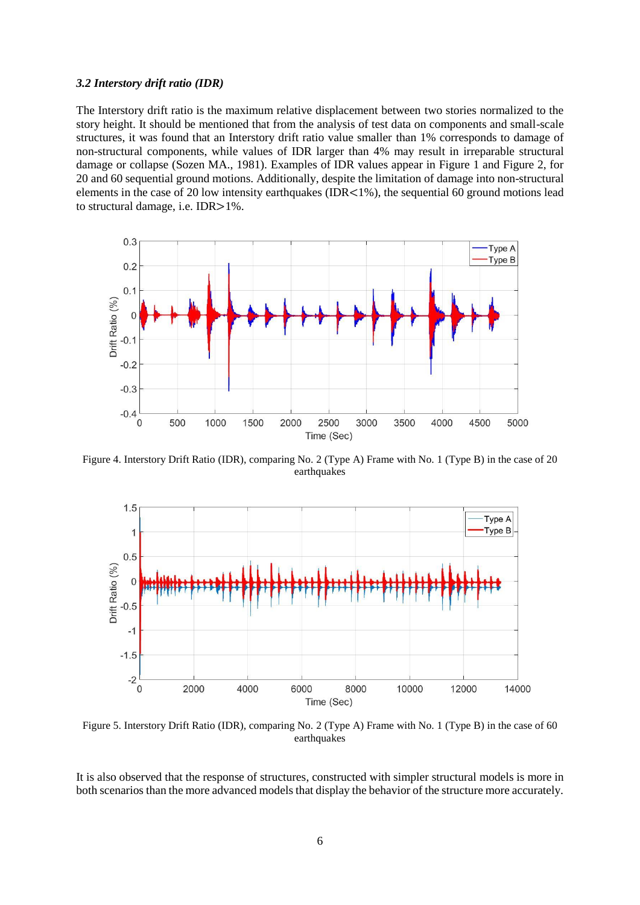### *3.2 Interstory drift ratio (IDR)*

The Interstory drift ratio is the maximum relative displacement between two stories normalized to the story height. It should be mentioned that from the analysis of test data on components and small-scale structures, it was found that an Interstory drift ratio value smaller than 1% corresponds to damage of non-structural components, while values of IDR larger than 4% may result in irreparable structural damage or collapse (Sozen MA., 1981). Examples of IDR values appear in Figure 1 and Figure 2, for 20 and 60 sequential ground motions. Additionally, despite the limitation of damage into non-structural elements in the case of 20 low intensity earthquakes (IDR<1%), the sequential 60 ground motions lead to structural damage, i.e. IDR>1%.

Figure 4. Interstory Drift Ratio (IDR), comparing No. 2 (Type A) Frame with No. 1 (Type B) in the case of 20 earthquakes

Figure 5. Interstory Drift Ratio (IDR), comparing No. 2 (Type A) Frame with No. 1 (Type B) in the case of 60 earthquakes

It is also observed that the response of structures, constructed with simpler structural models is more in both scenarios than the more advanced models that display the behavior of the structure more accurately.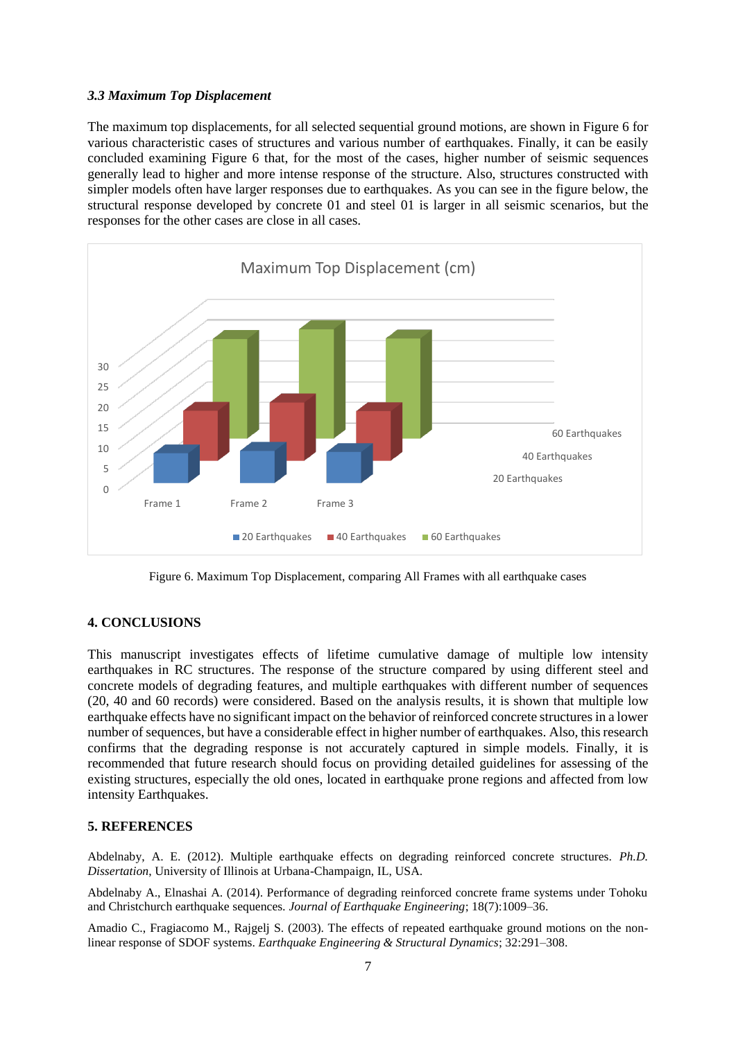### *3.3 Maximum Top Displacement*

The maximum top displacements, for all selected sequential ground motions, are shown in Figure 6 for various characteristic cases of structures and various number of earthquakes. Finally, it can be easily concluded examining Figure 6 that, for the most of the cases, higher number of seismic sequences generally lead to higher and more intense response of the structure. Also, structures constructed with simpler models often have larger responses due to earthquakes. As you can see in the figure below, the structural response developed by concrete 01 and steel 01 is larger in all seismic scenarios, but the responses for the other cases are close in all cases.

Figure 6. Maximum Top Displacement, comparing All Frames with all earthquake cases

## 4. CONCLUSIONS

This manuscript investigates effects of lifetime cumulative damage of multiple low intensity earthquakes in RC structures. The response of the structure compared by using different steel and concrete models of degrading features, and multiple earthquakes with different number of sequences (20, 40 and 60 records) were considered. Based on the analysis results, it is shown that multiple low earthquake effects have no significant impact on the behavior of reinforced concrete structures in a lower number of sequences, but have a considerable effect in higher number of earthquakes. Also, this research confirms that the degrading response is not accurately captured in simple models. Finally, it is recommended that future research should focus on providing detailed guidelines for assessing of the existing structures, especially the old ones, located in earthquake prone regions and affected from low intensity Earthquakes.

## 5. REFERENCES

Abdelnaby, A. E. (2012). Multiple earthquake effects on degrading reinforced concrete structures. *Ph.D. Dissertation*, University of Illinois at Urbana-Champaign, IL, USA.

Abdelnaby A., Elnashai A. (2014). Performance of degrading reinforced concrete frame systems under Tohoku and Christchurch earthquake sequences. *Journal of Earthquake Engineering*; 18(7):1009–36.

Amadio C., Fragiacomo M., Rajgelj S. (2003). The effects of repeated earthquake ground motions on the non-linear response of SDOF systems. *Earthquake Engineering & Structural Dynamics*; 32:291–308.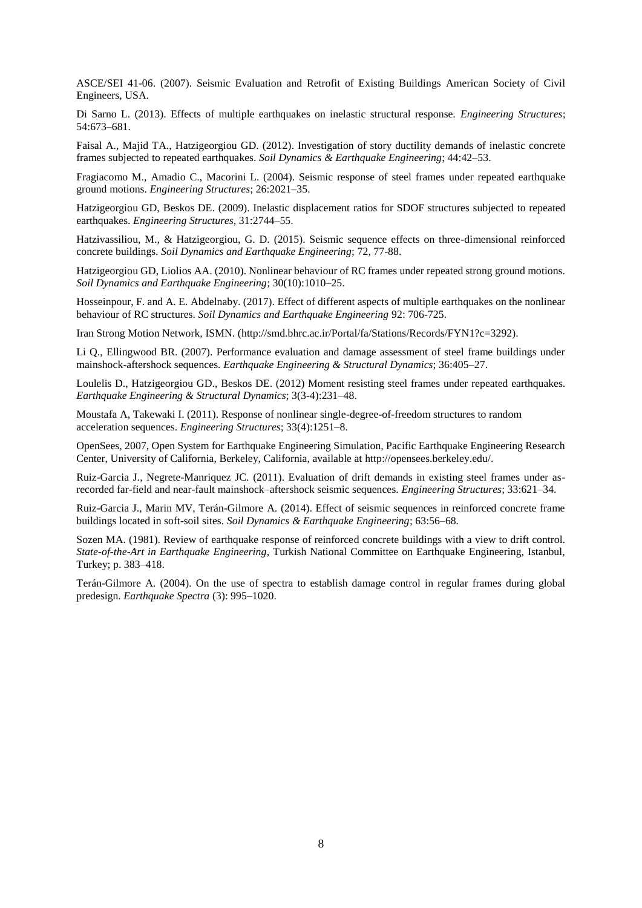ASCE/SEI 41-06. (2007). Seismic Evaluation and Retrofit of Existing Buildings American Society of Civil Engineers, USA.

Di Sarno L. (2013). Effects of multiple earthquakes on inelastic structural response. *Engineering Structures*; 54:673–681.

Faisal A., Majid TA., Hatzigeorgiou GD. (2012). Investigation of story ductility demands of inelastic concrete frames subjected to repeated earthquakes. *Soil Dynamics & Earthquake Engineering*; 44:42–53.

Fragiacomo M., Amadio C., Macorini L. (2004). Seismic response of steel frames under repeated earthquake ground motions. *Engineering Structures*; 26:2021–35.

Hatzigeorgiou GD, Beskos DE. (2009). Inelastic displacement ratios for SDOF structures subjected to repeated earthquakes. *Engineering Structures*, 31:2744–55.

Hatzivassiliou, M., & Hatzigeorgiou, G. D. (2015). Seismic sequence effects on three-dimensional reinforced concrete buildings. *Soil Dynamics and Earthquake Engineering*; 72, 77-88.

Hatzigeorgiou GD, Liolios AA. (2010). Nonlinear behaviour of RC frames under repeated strong ground motions. *Soil Dynamics and Earthquake Engineering*; 30(10):1010–25.

Hosseinpour, F. and A. E. Abdelnaby. (2017). Effect of different aspects of multiple earthquakes on the nonlinear behaviour of RC structures. *Soil Dynamics and Earthquake Engineering* 92: 706-725.

Iran Strong Motion Network, ISMN. (http://smd.bhrc.ac.ir/Portal/fa/Stations/Records/FYN1?c=3292).

Li Q., Ellingwood BR. (2007). Performance evaluation and damage assessment of steel frame buildings under mainshock-aftershock sequences. *Earthquake Engineering & Structural Dynamics*; 36:405–27.

Loulelis D., Hatzigeorgiou GD., Beskos DE. (2012) Moment resisting steel frames under repeated earthquakes. *Earthquake Engineering & Structural Dynamics*; 3(3-4):231–48.

Moustafa A, Takewaki I. (2011). Response of nonlinear single-degree-of-freedom structures to random acceleration sequences. *Engineering Structures*; 33(4):1251–8.

OpenSees, 2007, Open System for Earthquake Engineering Simulation, Pacific Earthquake Engineering Research Center, University of California, Berkeley, California, available at http://opensees.berkeley.edu/.

Ruiz-Garcia J., Negrete-Manriquez JC. (2011). Evaluation of drift demands in existing steel frames under as-recorded far-field and near-fault mainshock–aftershock seismic sequences. *Engineering Structures*; 33:621–34.

Ruiz-Garcia J., Marin MV, Terán-Gilmore A. (2014). Effect of seismic sequences in reinforced concrete frame buildings located in soft-soil sites. *Soil Dynamics & Earthquake Engineering*; 63:56–68.

Sozen MA. (1981). Review of earthquake response of reinforced concrete buildings with a view to drift control. *State-of-the-Art in Earthquake Engineering*, Turkish National Committee on Earthquake Engineering, Istanbul, Turkey; p. 383–418.

Terán-Gilmore A. (2004). On the use of spectra to establish damage control in regular frames during global predesign. *Earthquake Spectra* (3): 995–1020.